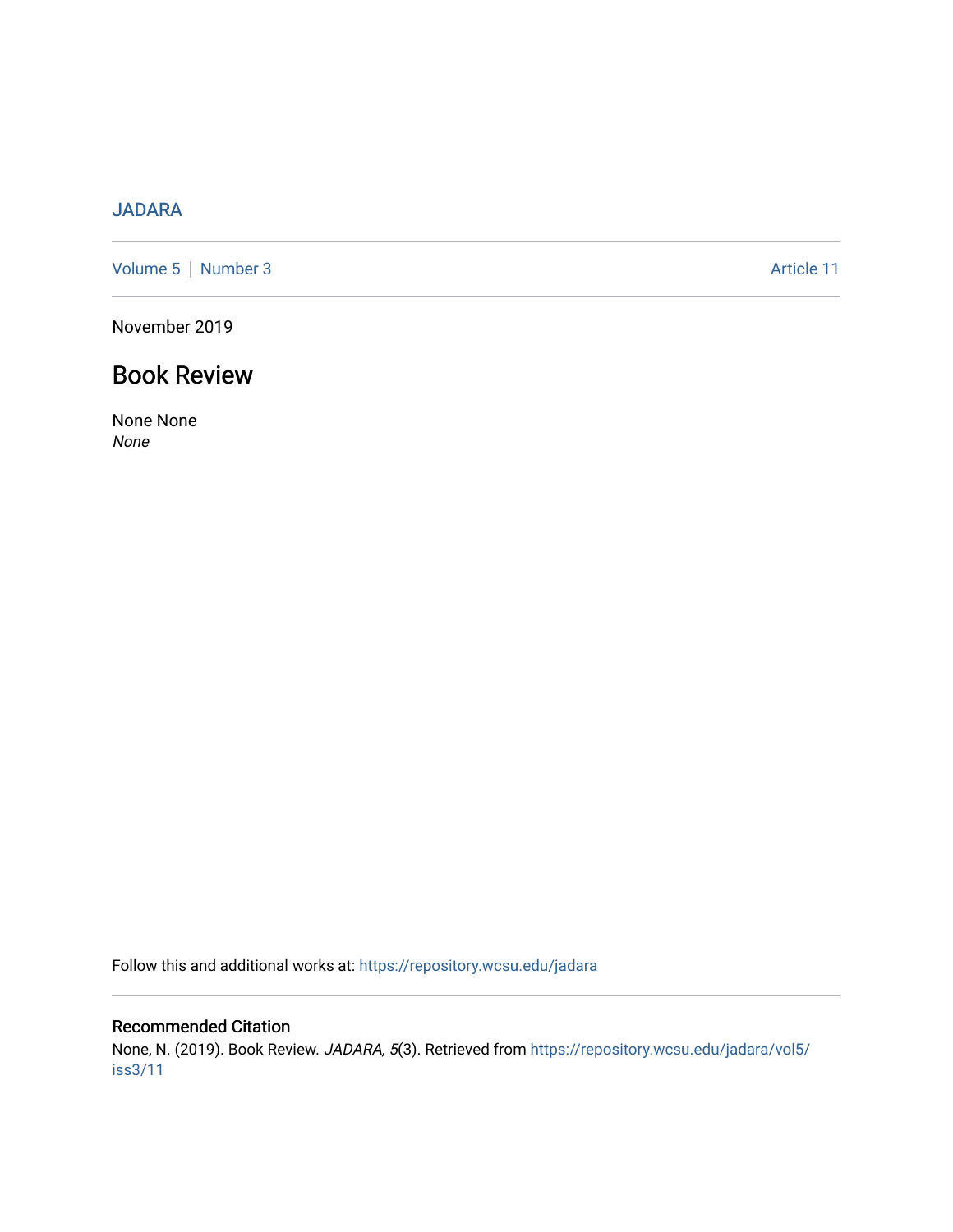JADARA

Volume 5 | Number 3 Article 11

November 2019

# Book Review

None None
*None*

Follow this and additional works at: https://repository.wcsu.edu/jadara

## Recommended Citation

None, N. (2019). Book Review. *JADARA, 5*(3). Retrieved from https://repository.wcsu.edu/jadara/vol5/iss3/11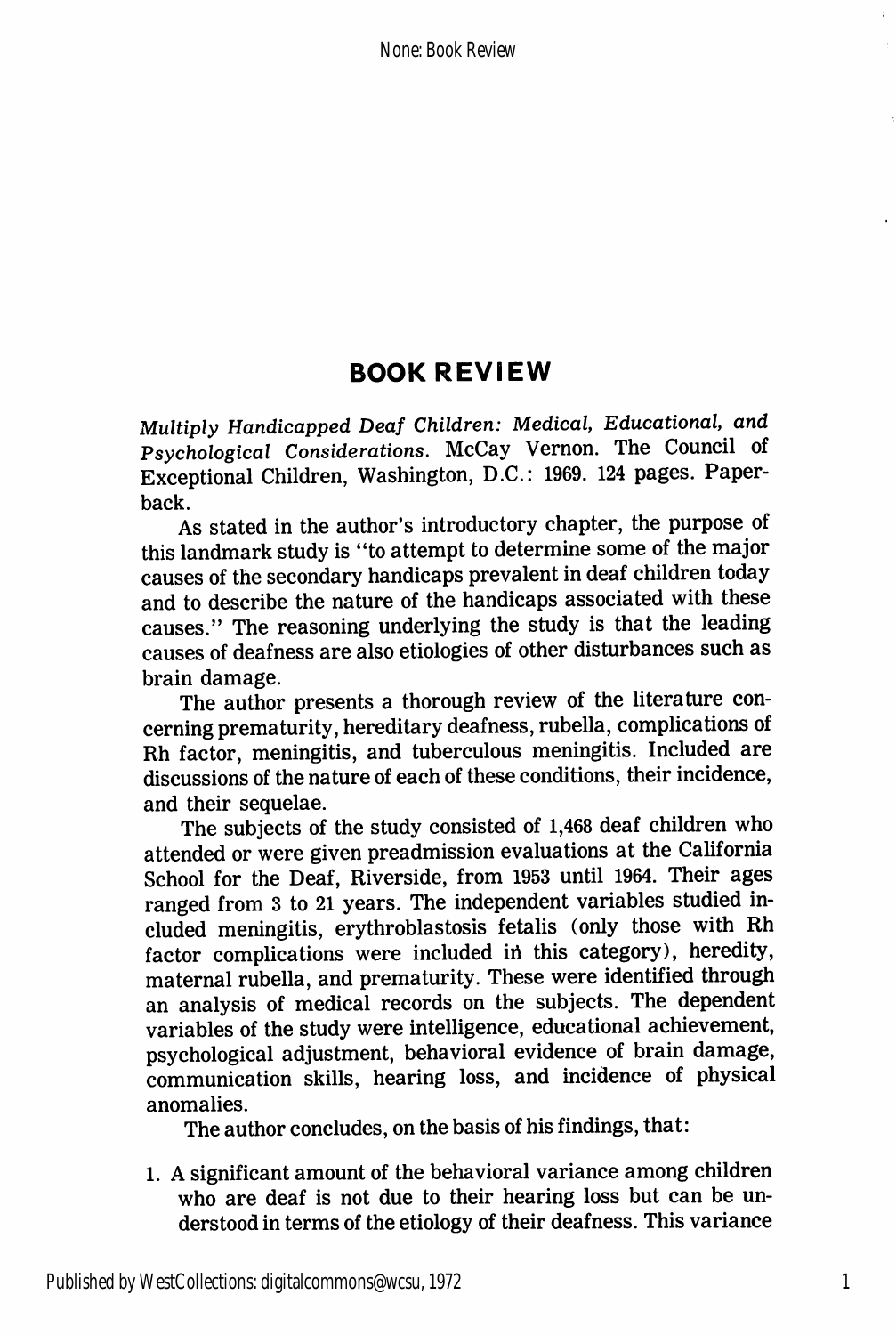# BOOK REVIEW

*Multiply Handicapped Deaf Children: Medical, Educational, and Psychological Considerations.* McCay Vernon. The Council of Exceptional Children, Washington, D.C.: 1969. 124 pages. Paperback.

As stated in the author's introductory chapter, the purpose of this landmark study is "to attempt to determine some of the major causes of the secondary handicaps prevalent in deaf children today and to describe the nature of the handicaps associated with these causes." The reasoning underlying the study is that the leading causes of deafness are also etiologies of other disturbances such as brain damage.

The author presents a thorough review of the literature concerning prematurity, hereditary deafness, rubella, complications of Rh factor, meningitis, and tuberculous meningitis. Included are discussions of the nature of each of these conditions, their incidence, and their sequelae.

The subjects of the study consisted of 1,468 deaf children who attended or were given preadmission evaluations at the California School for the Deaf, Riverside, from 1953 until 1964. Their ages ranged from 3 to 21 years. The independent variables studied included meningitis, erythroblastosis fetalis (only those with Rh factor complications were included in this category), heredity, maternal rubella, and prematurity. These were identified through an analysis of medical records on the subjects. The dependent variables of the study were intelligence, educational achievement, psychological adjustment, behavioral evidence of brain damage, communication skills, hearing loss, and incidence of physical anomalies.

The author concludes, on the basis of his findings, that:

1. A significant amount of the behavioral variance among children who are deaf is not due to their hearing loss but can be understood in terms of the etiology of their deafness. This variance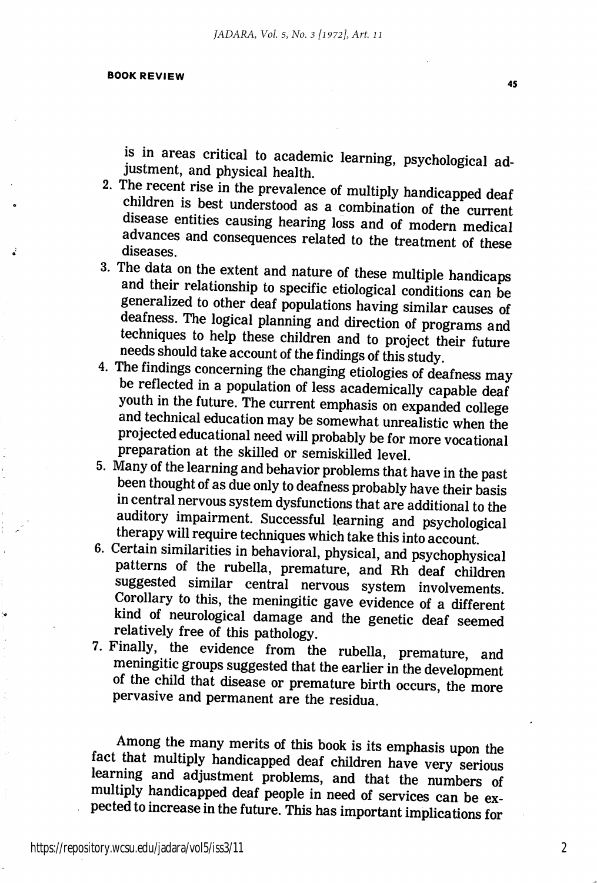is in areas critical to academic learning, psychological adjustment, and physical health.

2. The recent rise in the prevalence of multiply handicapped deaf children is best understood as a combination of the current disease entities causing hearing loss and of modern medical advances and consequences related to the treatment of these diseases.
3. The data on the extent and nature of these multiple handicaps and their relationship to specific etiological conditions can be generalized to other deaf populations having similar causes of deafness. The logical planning and direction of programs and techniques to help these children and to project their future needs should take account of the findings of this study.
4. The findings concerning the changing etiologies of deafness may be reflected in a population of less academically capable deaf youth in the future. The current emphasis on expanded college and technical education may be somewhat unrealistic when the projected educational need will probably be for more vocational preparation at the skilled or semiskilled level.
5. Many of the learning and behavior problems that have in the past been thought of as due only to deafness probably have their basis in central nervous system dysfunctions that are additional to the auditory impairment. Successful learning and psychological therapy will require techniques which take this into account.
6. Certain similarities in behavioral, physical, and psychophysical patterns of the rubella, premature, and Rh deaf children suggested similar central nervous system involvements. Corollary to this, the meningitic gave evidence of a different kind of neurological damage and the genetic deaf seemed relatively free of this pathology.
7. Finally, the evidence from the rubella, premature, and meningitic groups suggested that the earlier in the development of the child that disease or premature birth occurs, the more pervasive and permanent are the residua.

Among the many merits of this book is its emphasis upon the fact that multiply handicapped deaf children have very serious learning and adjustment problems, and that the numbers of multiply handicapped deaf people in need of services can be expected to increase in the future. This has important implications for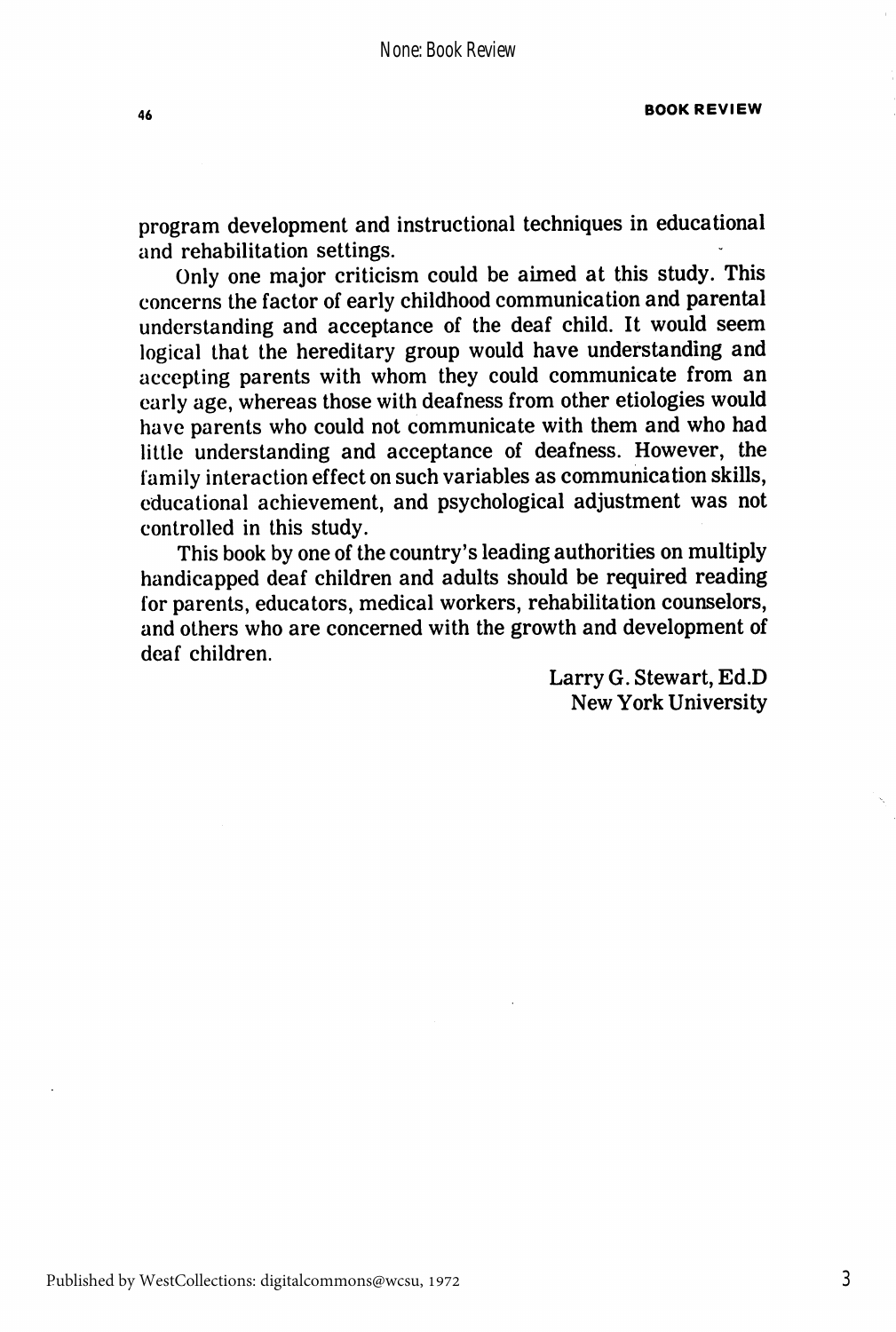program development and instructional techniques in educational and rehabilitation settings.

Only one major criticism could be aimed at this study. This concerns the factor of early childhood communication and parental understanding and acceptance of the deaf child. It would seem logical that the hereditary group would have understanding and accepting parents with whom they could communicate from an early age, whereas those with deafness from other etiologies would have parents who could not communicate with them and who had little understanding and acceptance of deafness. However, the family interaction effect on such variables as communication skills, educational achievement, and psychological adjustment was not controlled in this study.

This book by one of the country's leading authorities on multiply handicapped deaf children and adults should be required reading for parents, educators, medical workers, rehabilitation counselors, and others who are concerned with the growth and development of deaf children.

Larry G. Stewart, Ed.D
New York University